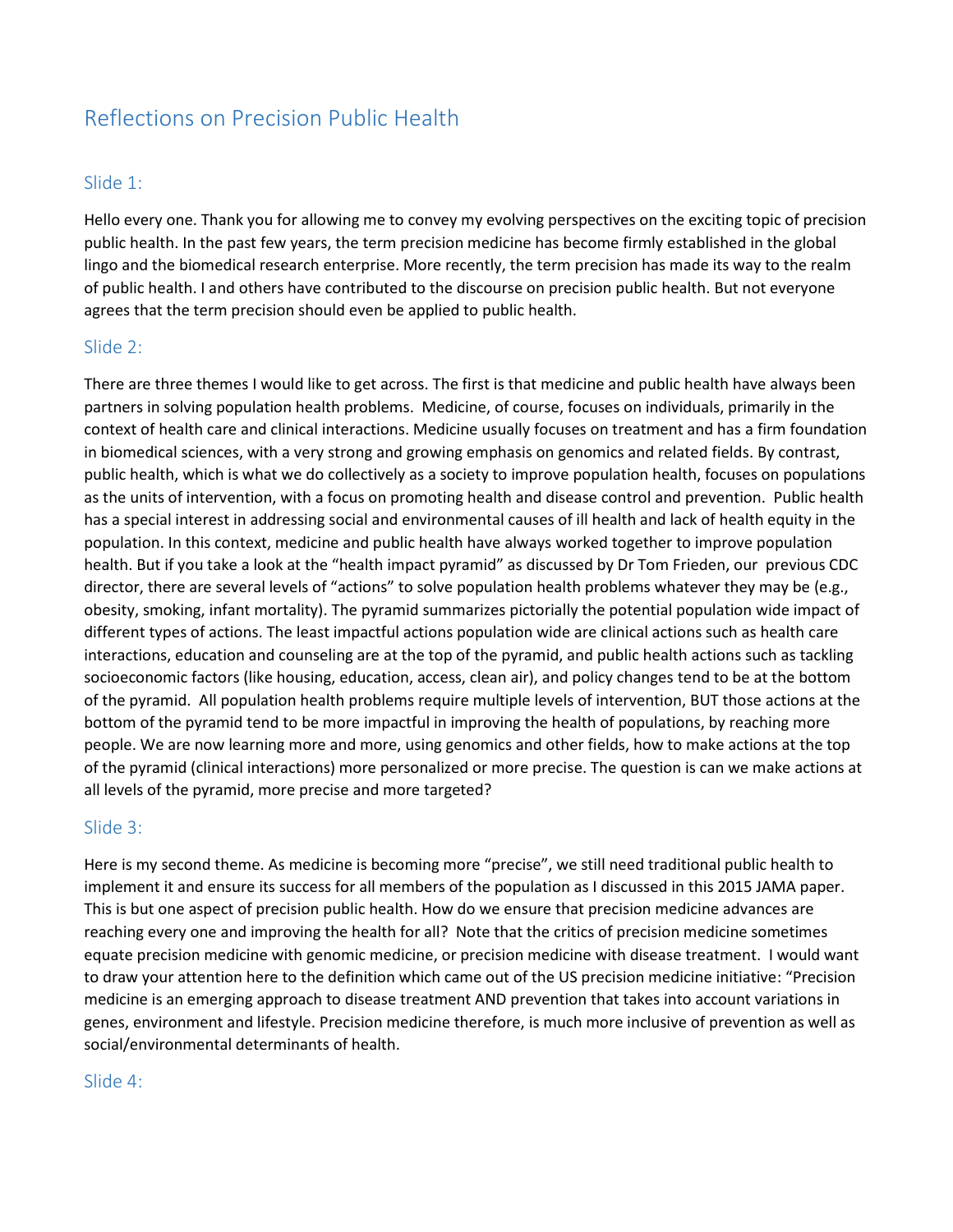# Reflections on Precision Public Health

## Slide 1:

Hello every one. Thank you for allowing me to convey my evolving perspectives on the exciting topic of precision public health. In the past few years, the term precision medicine has become firmly established in the global lingo and the biomedical research enterprise. More recently, the term precision has made its way to the realm of public health. I and others have contributed to the discourse on precision public health. But not everyone agrees that the term precision should even be applied to public health.

## Slide 2:

There are three themes I would like to get across. The first is that medicine and public health have always been partners in solving population health problems. Medicine, of course, focuses on individuals, primarily in the context of health care and clinical interactions. Medicine usually focuses on treatment and has a firm foundation in biomedical sciences, with a very strong and growing emphasis on genomics and related fields. By contrast, public health, which is what we do collectively as a society to improve population health, focuses on populations as the units of intervention, with a focus on promoting health and disease control and prevention. Public health has a special interest in addressing social and environmental causes of ill health and lack of health equity in the population. In this context, medicine and public health have always worked together to improve population health. But if you take a look at the "health impact pyramid" as discussed by Dr Tom Frieden, our previous CDC director, there are several levels of "actions" to solve population health problems whatever they may be (e.g., obesity, smoking, infant mortality). The pyramid summarizes pictorially the potential population wide impact of different types of actions. The least impactful actions population wide are clinical actions such as health care interactions, education and counseling are at the top of the pyramid, and public health actions such as tackling socioeconomic factors (like housing, education, access, clean air), and policy changes tend to be at the bottom of the pyramid. All population health problems require multiple levels of intervention, BUT those actions at the bottom of the pyramid tend to be more impactful in improving the health of populations, by reaching more people. We are now learning more and more, using genomics and other fields, how to make actions at the top of the pyramid (clinical interactions) more personalized or more precise. The question is can we make actions at all levels of the pyramid, more precise and more targeted?

## Slide 3:

Here is my second theme. As medicine is becoming more "precise", we still need traditional public health to implement it and ensure its success for all members of the population as I discussed in this 2015 JAMA paper. This is but one aspect of precision public health. How do we ensure that precision medicine advances are reaching every one and improving the health for all? Note that the critics of precision medicine sometimes equate precision medicine with genomic medicine, or precision medicine with disease treatment. I would want to draw your attention here to the definition which came out of the US precision medicine initiative: "Precision medicine is an emerging approach to disease treatment AND prevention that takes into account variations in genes, environment and lifestyle. Precision medicine therefore, is much more inclusive of prevention as well as social/environmental determinants of health.

## Slide 4: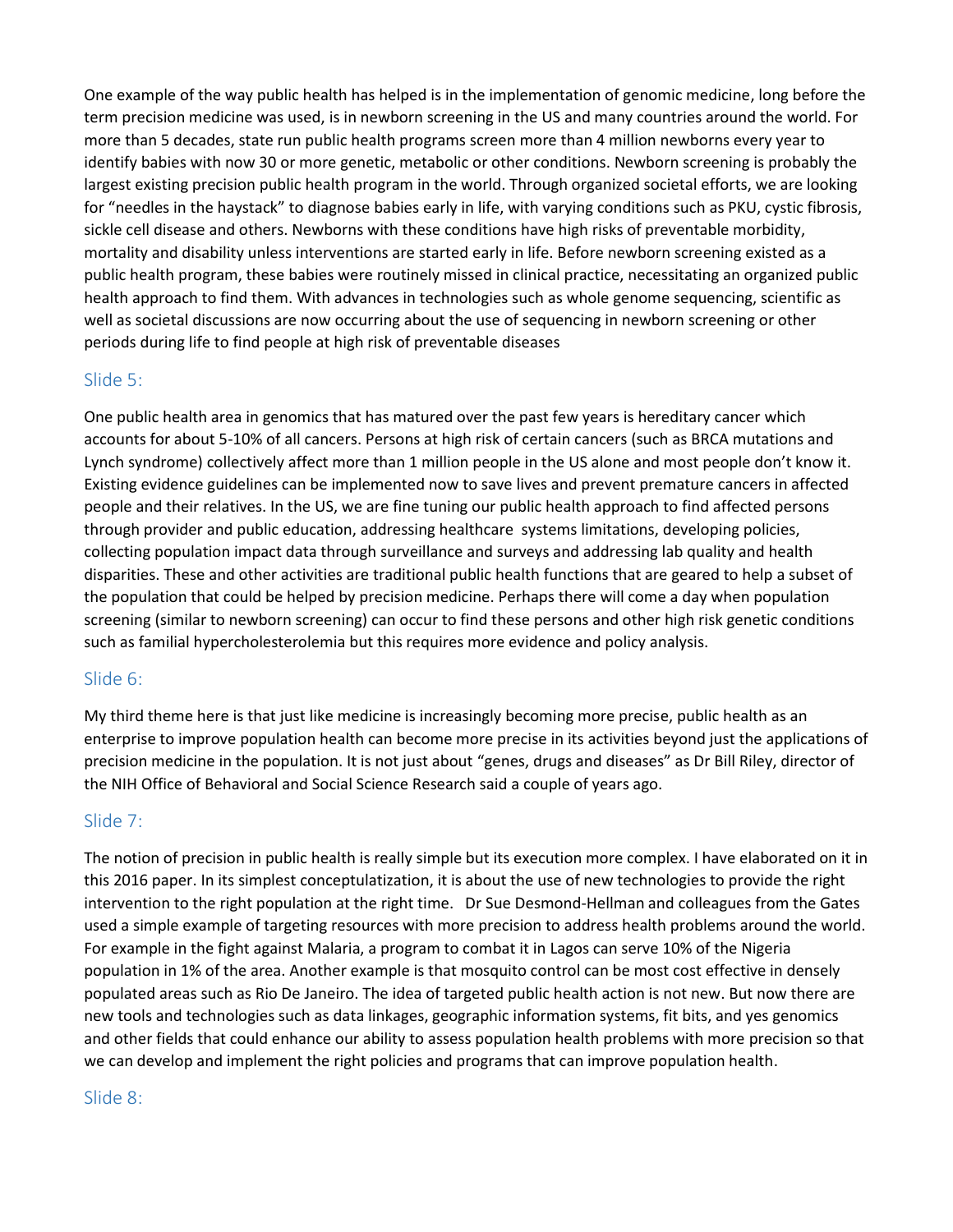One example of the way public health has helped is in the implementation of genomic medicine, long before the term precision medicine was used, is in newborn screening in the US and many countries around the world. For more than 5 decades, state run public health programs screen more than 4 million newborns every year to identify babies with now 30 or more genetic, metabolic or other conditions. Newborn screening is probably the largest existing precision public health program in the world. Through organized societal efforts, we are looking for "needles in the haystack" to diagnose babies early in life, with varying conditions such as PKU, cystic fibrosis, sickle cell disease and others. Newborns with these conditions have high risks of preventable morbidity, mortality and disability unless interventions are started early in life. Before newborn screening existed as a public health program, these babies were routinely missed in clinical practice, necessitating an organized public health approach to find them. With advances in technologies such as whole genome sequencing, scientific as well as societal discussions are now occurring about the use of sequencing in newborn screening or other periods during life to find people at high risk of preventable diseases

## Slide 5:

One public health area in genomics that has matured over the past few years is hereditary cancer which accounts for about 5-10% of all cancers. Persons at high risk of certain cancers (such as BRCA mutations and Lynch syndrome) collectively affect more than 1 million people in the US alone and most people don't know it. Existing evidence guidelines can be implemented now to save lives and prevent premature cancers in affected people and their relatives. In the US, we are fine tuning our public health approach to find affected persons through provider and public education, addressing healthcare systems limitations, developing policies, collecting population impact data through surveillance and surveys and addressing lab quality and health disparities. These and other activities are traditional public health functions that are geared to help a subset of the population that could be helped by precision medicine. Perhaps there will come a day when population screening (similar to newborn screening) can occur to find these persons and other high risk genetic conditions such as familial hypercholesterolemia but this requires more evidence and policy analysis.

## Slide 6:

My third theme here is that just like medicine is increasingly becoming more precise, public health as an enterprise to improve population health can become more precise in its activities beyond just the applications of precision medicine in the population. It is not just about "genes, drugs and diseases" as Dr Bill Riley, director of the NIH Office of Behavioral and Social Science Research said a couple of years ago.

## Slide 7:

The notion of precision in public health is really simple but its execution more complex. I have elaborated on it in this 2016 paper. In its simplest conceptulatization, it is about the use of new technologies to provide the right intervention to the right population at the right time. Dr Sue Desmond-Hellman and colleagues from the Gates used a simple example of targeting resources with more precision to address health problems around the world. For example in the fight against Malaria, a program to combat it in Lagos can serve 10% of the Nigeria population in 1% of the area. Another example is that mosquito control can be most cost effective in densely populated areas such as Rio De Janeiro. The idea of targeted public health action is not new. But now there are new tools and technologies such as data linkages, geographic information systems, fit bits, and yes genomics and other fields that could enhance our ability to assess population health problems with more precision so that we can develop and implement the right policies and programs that can improve population health.

## Slide 8: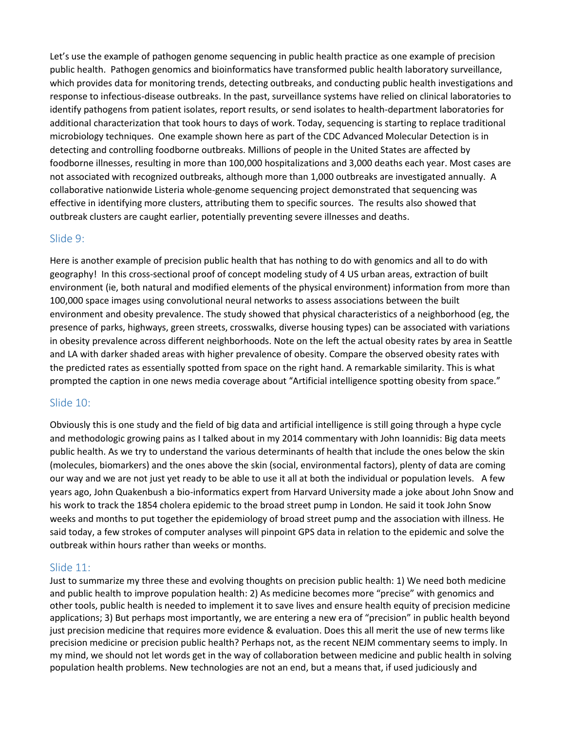Let's use the example of pathogen genome sequencing in public health practice as one example of precision public health. Pathogen genomics and bioinformatics have transformed public health laboratory surveillance, which provides data for monitoring trends, detecting outbreaks, and conducting public health investigations and response to infectious-disease outbreaks. In the past, surveillance systems have relied on clinical laboratories to identify pathogens from patient isolates, report results, or send isolates to health-department laboratories for additional characterization that took hours to days of work. Today, sequencing is starting to replace traditional microbiology techniques. One example shown here as part of the CDC Advanced Molecular Detection is in detecting and controlling foodborne outbreaks. Millions of people in the United States are affected by foodborne illnesses, resulting in more than 100,000 hospitalizations and 3,000 deaths each year. Most cases are not associated with recognized outbreaks, although more than 1,000 outbreaks are investigated annually. A collaborative nationwide Listeria whole-genome sequencing project demonstrated that sequencing was effective in identifying more clusters, attributing them to specific sources. The results also showed that outbreak clusters are caught earlier, potentially preventing severe illnesses and deaths.

## Slide 9:

Here is another example of precision public health that has nothing to do with genomics and all to do with geography! In this cross-sectional proof of concept modeling study of 4 US urban areas, extraction of built environment (ie, both natural and modified elements of the physical environment) information from more than 100,000 space images using convolutional neural networks to assess associations between the built environment and obesity prevalence. The study showed that physical characteristics of a neighborhood (eg, the presence of parks, highways, green streets, crosswalks, diverse housing types) can be associated with variations in obesity prevalence across different neighborhoods. Note on the left the actual obesity rates by area in Seattle and LA with darker shaded areas with higher prevalence of obesity. Compare the observed obesity rates with the predicted rates as essentially spotted from space on the right hand. A remarkable similarity. This is what prompted the caption in one news media coverage about "Artificial intelligence spotting obesity from space."

## Slide 10:

Obviously this is one study and the field of big data and artificial intelligence is still going through a hype cycle and methodologic growing pains as I talked about in my 2014 commentary with John Ioannidis: Big data meets public health. As we try to understand the various determinants of health that include the ones below the skin (molecules, biomarkers) and the ones above the skin (social, environmental factors), plenty of data are coming our way and we are not just yet ready to be able to use it all at both the individual or population levels. A few years ago, John Quakenbush a bio-informatics expert from Harvard University made a joke about John Snow and his work to track the 1854 cholera epidemic to the broad street pump in London. He said it took John Snow weeks and months to put together the epidemiology of broad street pump and the association with illness. He said today, a few strokes of computer analyses will pinpoint GPS data in relation to the epidemic and solve the outbreak within hours rather than weeks or months.

## Slide 11:

Just to summarize my three these and evolving thoughts on precision public health: 1) We need both medicine and public health to improve population health: 2) As medicine becomes more "precise" with genomics and other tools, public health is needed to implement it to save lives and ensure health equity of precision medicine applications; 3) But perhaps most importantly, we are entering a new era of "precision" in public health beyond just precision medicine that requires more evidence & evaluation. Does this all merit the use of new terms like precision medicine or precision public health? Perhaps not, as the recent NEJM commentary seems to imply. In my mind, we should not let words get in the way of collaboration between medicine and public health in solving population health problems. New technologies are not an end, but a means that, if used judiciously and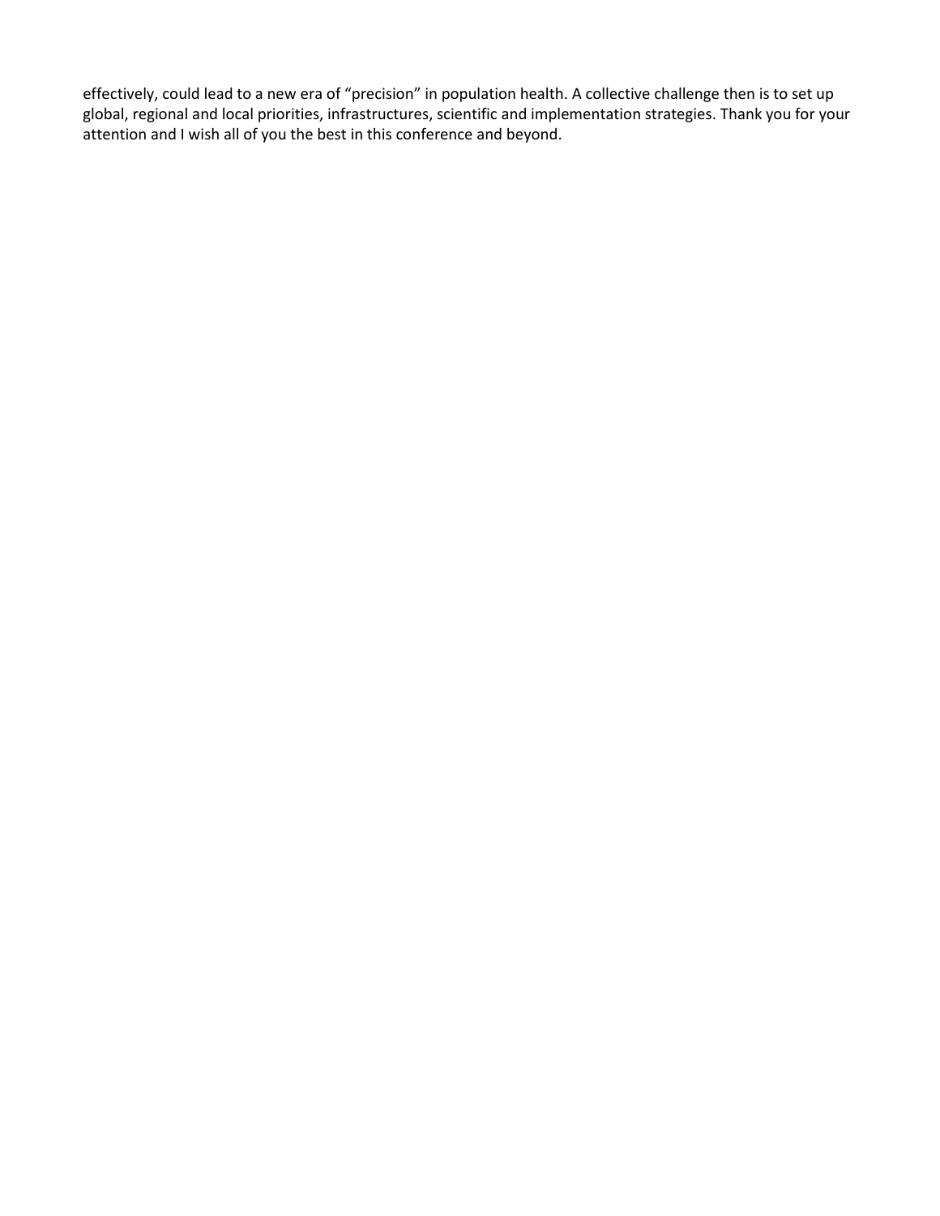effectively, could lead to a new era of “precision” in population health. A collective challenge then is to set up global, regional and local priorities, infrastructures, scientific and implementation strategies. Thank you for your attention and I wish all of you the best in this conference and beyond.